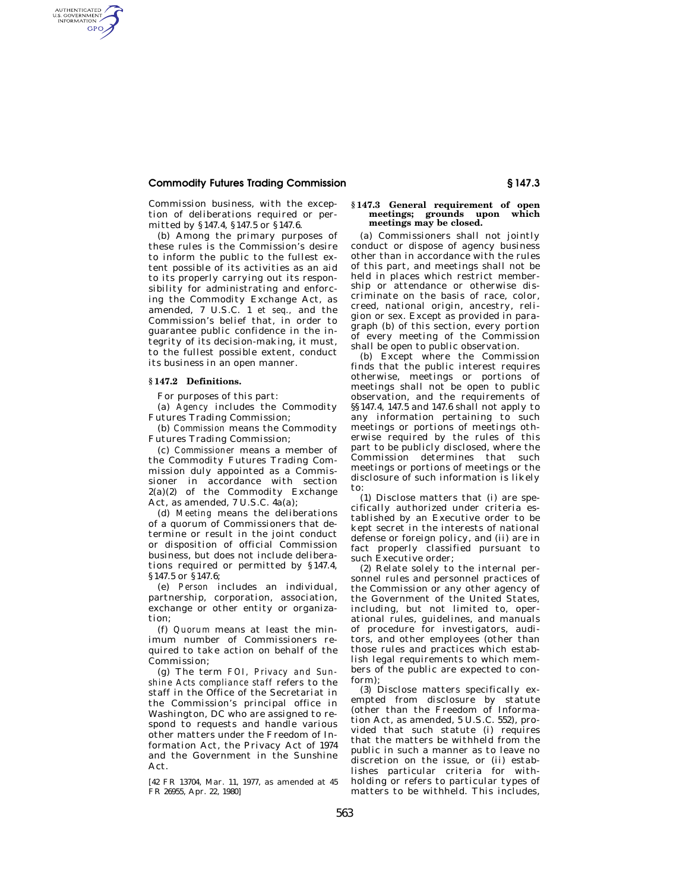Commission business, with the exception of deliberations required or permitted by §147.4, §147.5 or §147.6.

(b) Among the primary purposes of these rules is the Commission's desire to inform the public to the fullest extent possible of its activities as an aid to its properly carrying out its responsibility for administrating and enforcing the Commodity Exchange Act, as amended, 7 U.S.C. 1 *et seq.*, and the Commission's belief that, in order to guarantee public confidence in the integrity of its decision-making, it must, to the fullest possible extent, conduct its business in an open manner.

## §147.2 Definitions.

For purposes of this part:

(a) *Agency* includes the Commodity Futures Trading Commission;

(b) *Commission* means the Commodity Futures Trading Commission;

(c) *Commissioner* means a member of the Commodity Futures Trading Commission duly appointed as a Commissioner in accordance with section 2(a)(2) of the Commodity Exchange Act, as amended, 7 U.S.C. 4a(a);

(d) *Meeting* means the deliberations of a quorum of Commissioners that determine or result in the joint conduct or disposition of official Commission business, but does not include deliberations required or permitted by §147.4, §147.5 or §147.6;

(e) *Person* includes an individual, partnership, corporation, association, exchange or other entity or organization;

(f) *Quorum* means at least the minimum number of Commissioners required to take action on behalf of the Commission;

(g) The term *FOI, Privacy and Sunshine Acts compliance staff* refers to the staff in the Office of the Secretariat in the Commission's principal office in Washington, DC who are assigned to respond to requests and handle various other matters under the Freedom of Information Act, the Privacy Act of 1974 and the Government in the Sunshine Act.

[42 FR 13704, Mar. 11, 1977, as amended at 45 FR 26955, Apr. 22, 1980]

## §147.3 General requirement of open meetings; grounds upon which meetings may be closed.

(a) Commissioners shall not jointly conduct or dispose of agency business other than in accordance with the rules of this part, and meetings shall not be held in places which restrict membership or attendance or otherwise discriminate on the basis of race, color, creed, national origin, ancestry, religion or sex. Except as provided in paragraph (b) of this section, every portion of every meeting of the Commission shall be open to public observation.

(b) Except where the Commission finds that the public interest requires otherwise, meetings or portions of meetings shall not be open to public observation, and the requirements of §§147.4, 147.5 and 147.6 shall not apply to any information pertaining to such meetings or portions of meetings otherwise required by the rules of this part to be publicly disclosed, where the Commission determines that such meetings or portions of meetings or the disclosure of such information is likely to:

(1) Disclose matters that (i) are specifically authorized under criteria established by an Executive order to be kept secret in the interests of national defense or foreign policy, and (ii) are in fact properly classified pursuant to such Executive order;

(2) Relate solely to the internal personnel rules and personnel practices of the Commission or any other agency of the Government of the United States, including, but not limited to, operational rules, guidelines, and manuals of procedure for investigators, auditors, and other employees (other than those rules and practices which establish legal requirements to which members of the public are expected to conform);

(3) Disclose matters specifically exempted from disclosure by statute (other than the Freedom of Information Act, as amended, 5 U.S.C. 552), provided that such statute (i) requires that the matters be withheld from the public in such a manner as to leave no discretion on the issue, or (ii) establishes particular criteria for withholding or refers to particular types of matters to be withheld. This includes,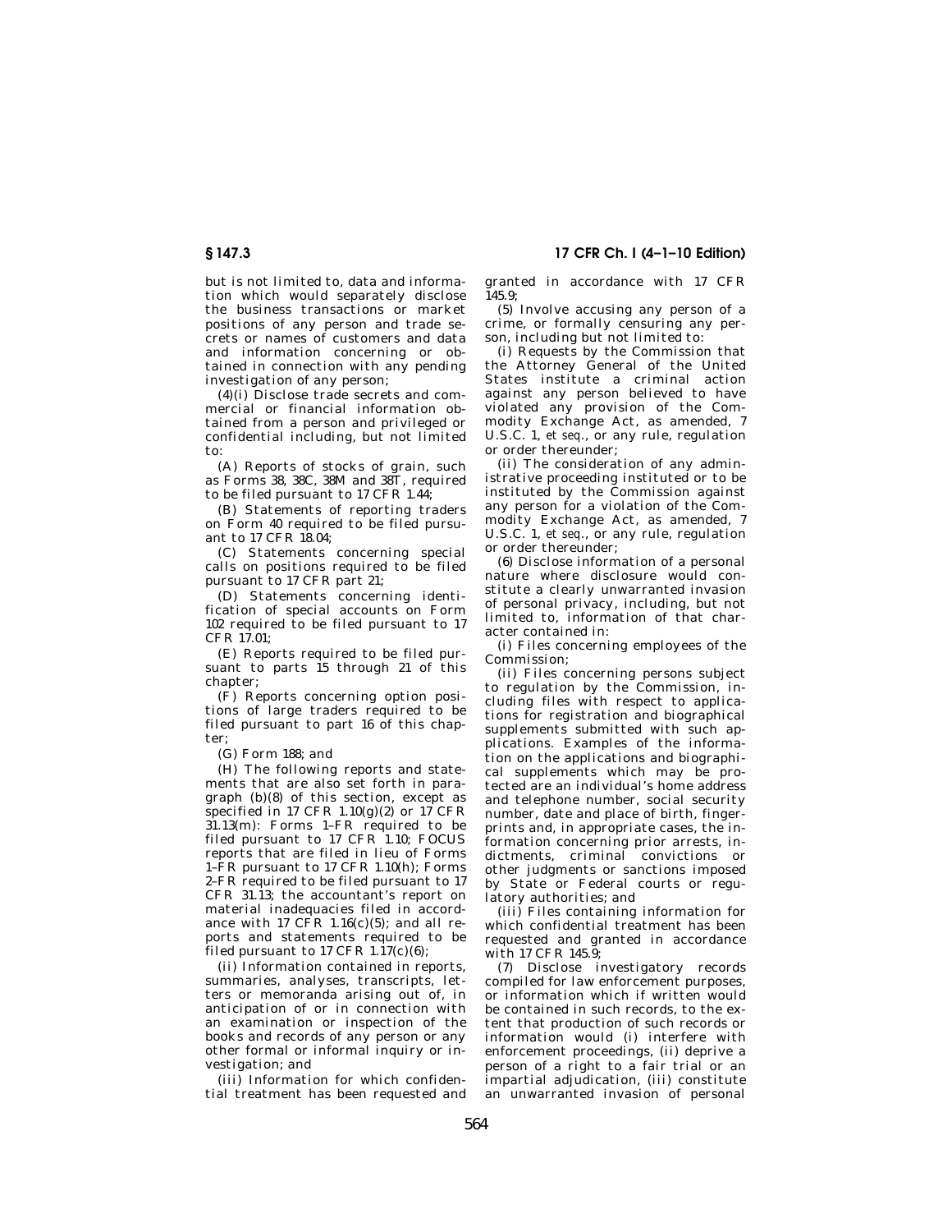but is not limited to, data and information which would separately disclose the business transactions or market positions of any person and trade secrets or names of customers and data and information concerning or obtained in connection with any pending investigation of any person;

(4)(i) Disclose trade secrets and commercial or financial information obtained from a person and privileged or confidential including, but not limited to:

(A) Reports of stocks of grain, such as Forms 38, 38C, 38M and 38T, required to be filed pursuant to 17 CFR 1.44;

(B) Statements of reporting traders on Form 40 required to be filed pursuant to 17 CFR 18.04;

(C) Statements concerning special calls on positions required to be filed pursuant to 17 CFR part 21;

(D) Statements concerning identification of special accounts on Form 102 required to be filed pursuant to 17 CFR 17.01;

(E) Reports required to be filed pursuant to parts 15 through 21 of this chapter;

(F) Reports concerning option positions of large traders required to be filed pursuant to part 16 of this chapter;

(G) Form 188; and

(H) The following reports and statements that are also set forth in paragraph (b)(8) of this section, except as specified in 17 CFR 1.10(g)(2) or 17 CFR 31.13(m): Forms 1–FR required to be filed pursuant to 17 CFR 1.10; FOCUS reports that are filed in lieu of Forms 1–FR pursuant to 17 CFR 1.10(h); Forms 2–FR required to be filed pursuant to 17 CFR 31.13; the accountant's report on material inadequacies filed in accordance with 17 CFR 1.16(c)(5); and all reports and statements required to be filed pursuant to 17 CFR 1.17(c)(6);

(ii) Information contained in reports, summaries, analyses, transcripts, letters or memoranda arising out of, in anticipation of or in connection with an examination or inspection of the books and records of any person or any other formal or informal inquiry or investigation; and

(iii) Information for which confidential treatment has been requested and granted in accordance with 17 CFR 145.9;

(5) Involve accusing any person of a crime, or formally censuring any person, including but not limited to:

(i) Requests by the Commission that the Attorney General of the United States institute a criminal action against any person believed to have violated any provision of the Commodity Exchange Act, as amended, 7 U.S.C. 1, *et seq.*, or any rule, regulation or order thereunder;

(ii) The consideration of any administrative proceeding instituted or to be instituted by the Commission against any person for a violation of the Commodity Exchange Act, as amended, 7 U.S.C. 1, *et seq.*, or any rule, regulation or order thereunder;

(6) Disclose information of a personal nature where disclosure would constitute a clearly unwarranted invasion of personal privacy, including, but not limited to, information of that character contained in:

(i) Files concerning employees of the Commission;

(ii) Files concerning persons subject to regulation by the Commission, including files with respect to applications for registration and biographical supplements submitted with such applications. Examples of the information on the applications and biographical supplements which may be protected are an individual's home address and telephone number, social security number, date and place of birth, fingerprints and, in appropriate cases, the information concerning prior arrests, indictments, criminal convictions or other judgments or sanctions imposed by State or Federal courts or regulatory authorities; and

(iii) Files containing information for which confidential treatment has been requested and granted in accordance with 17 CFR 145.9;

(7) Disclose investigatory records compiled for law enforcement purposes, or information which if written would be contained in such records, to the extent that production of such records or information would (i) interfere with enforcement proceedings, (ii) deprive a person of a right to a fair trial or an impartial adjudication, (iii) constitute an unwarranted invasion of personal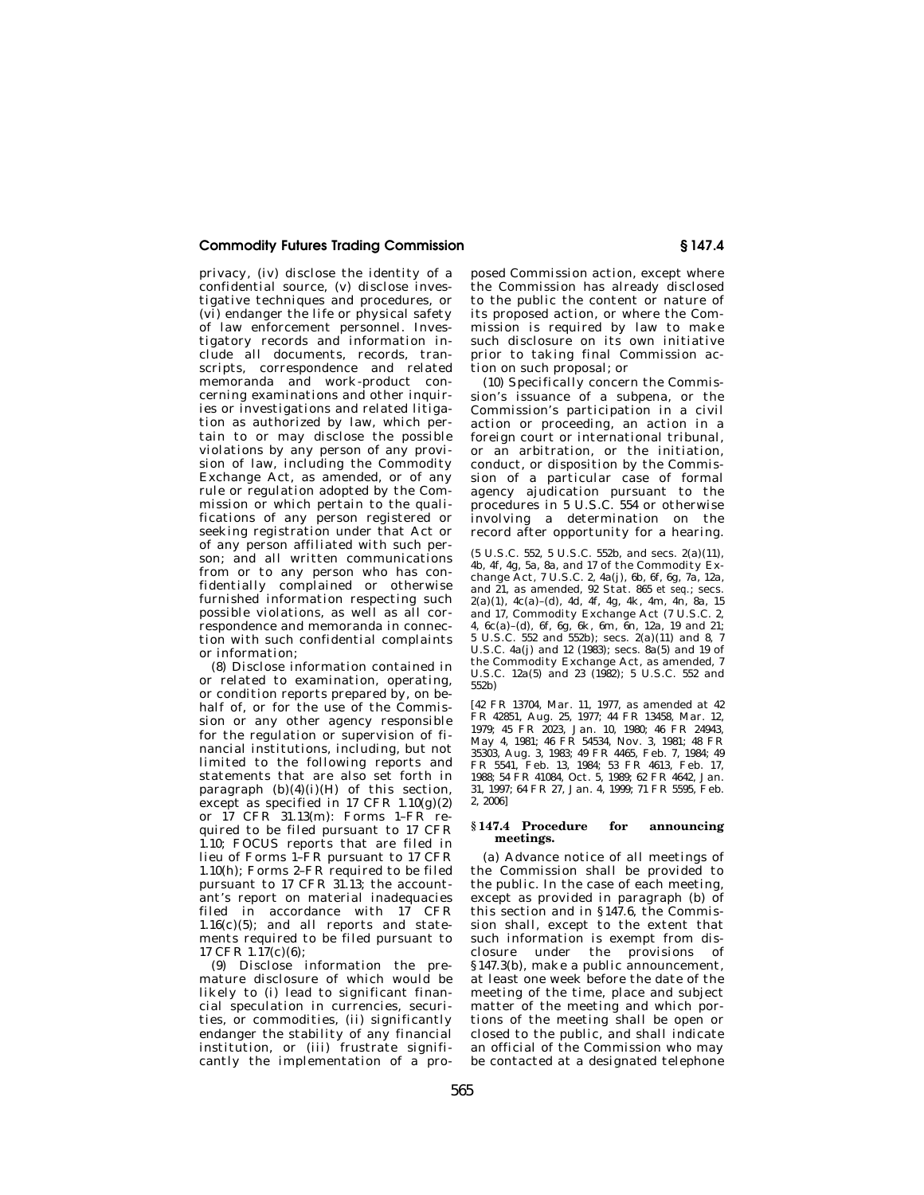privacy, (iv) disclose the identity of a confidential source, (v) disclose investigative techniques and procedures, or (vi) endanger the life or physical safety of law enforcement personnel. Investigatory records and information include all documents, records, transcripts, correspondence and related memoranda and work-product concerning examinations and other inquiries or investigations and related litigation as authorized by law, which pertain to or may disclose the possible violations by any person of any provision of law, including the Commodity Exchange Act, as amended, or of any rule or regulation adopted by the Commission or which pertain to the qualifications of any person registered or seeking registration under that Act or of any person affiliated with such person; and all written communications from or to any person who has confidentially complained or otherwise furnished information respecting such possible violations, as well as all correspondence and memoranda in connection with such confidential complaints or information;

(8) Disclose information contained in or related to examination, operating, or condition reports prepared by, on behalf of, or for the use of the Commission or any other agency responsible for the regulation or supervision of financial institutions, including, but not limited to the following reports and statements that are also set forth in paragraph (b)(4)(i)(H) of this section, except as specified in 17 CFR 1.10(g)(2) or 17 CFR 31.13(m): Forms 1–FR required to be filed pursuant to 17 CFR 1.10; FOCUS reports that are filed in lieu of Forms 1–FR pursuant to 17 CFR 1.10(h); Forms 2–FR required to be filed pursuant to 17 CFR 31.13; the accountant's report on material inadequacies filed in accordance with 17 CFR 1.16(c)(5); and all reports and statements required to be filed pursuant to 17 CFR 1.17(c)(6);

(9) Disclose information the premature disclosure of which would be likely to (i) lead to significant financial speculation in currencies, securities, or commodities, (ii) significantly endanger the stability of any financial institution, or (iii) frustrate significantly the implementation of a proposed Commission action, except where the Commission has already disclosed to the public the content or nature of its proposed action, or where the Commission is required by law to make such disclosure on its own initiative prior to taking final Commission action on such proposal; or

(10) Specifically concern the Commission's issuance of a subpena, or the Commission's participation in a civil action or proceeding, an action in a foreign court or international tribunal, or an arbitration, or the initiation, conduct, or disposition by the Commission of a particular case of formal agency ajudication pursuant to the procedures in 5 U.S.C. 554 or otherwise involving a determination on the record after opportunity for a hearing.

(5 U.S.C. 552, 5 U.S.C. 552b, and secs. 2(a)(11), 4b, 4f, 4g, 5a, 8a, and 17 of the Commodity Exchange Act, 7 U.S.C. 2, 4a(j), 6b, 6f, 6g, 7a, 12a, and 21, as amended, 92 Stat. 865 *et seq.*; secs. 2(a)(1), 4c(a)–(d), 4d, 4f, 4g, 4k, 4m, 4n, 8a, 15 and 17, Commodity Exchange Act (7 U.S.C. 2, 4, 6c(a)–(d), 6f, 6g, 6k, 6m, 6n, 12a, 19 and 21; 5 U.S.C. 552 and 552b); secs. 2(a)(11) and 8, 7 U.S.C. 4a(j) and 12 (1983); secs. 8a(5) and 19 of the Commodity Exchange Act, as amended, 7 U.S.C. 12a(5) and 23 (1982); 5 U.S.C. 552 and 552b)

[42 FR 13704, Mar. 11, 1977, as amended at 42 FR 42851, Aug. 25, 1977; 44 FR 13458, Mar. 12, 1979; 45 FR 2023, Jan. 10, 1980; 46 FR 24943, May 4, 1981; 46 FR 54534, Nov. 3, 1981; 48 FR 35303, Aug. 3, 1983; 49 FR 4465, Feb. 7, 1984; 49 FR 5541, Feb. 13, 1984; 53 FR 4613, Feb. 17, 1988; 54 FR 41084, Oct. 5, 1989; 62 FR 4642, Jan. 31, 1997; 64 FR 27, Jan. 4, 1999; 71 FR 5595, Feb. 2, 2006]

## § 147.4 Procedure for announcing meetings.

(a) Advance notice of all meetings of the Commission shall be provided to the public. In the case of each meeting, except as provided in paragraph (b) of this section and in § 147.6, the Commission shall, except to the extent that such information is exempt from disclosure under the provisions of § 147.3(b), make a public announcement, at least one week before the date of the meeting of the time, place and subject matter of the meeting and which portions of the meeting shall be open or closed to the public, and shall indicate an official of the Commission who may be contacted at a designated telephone